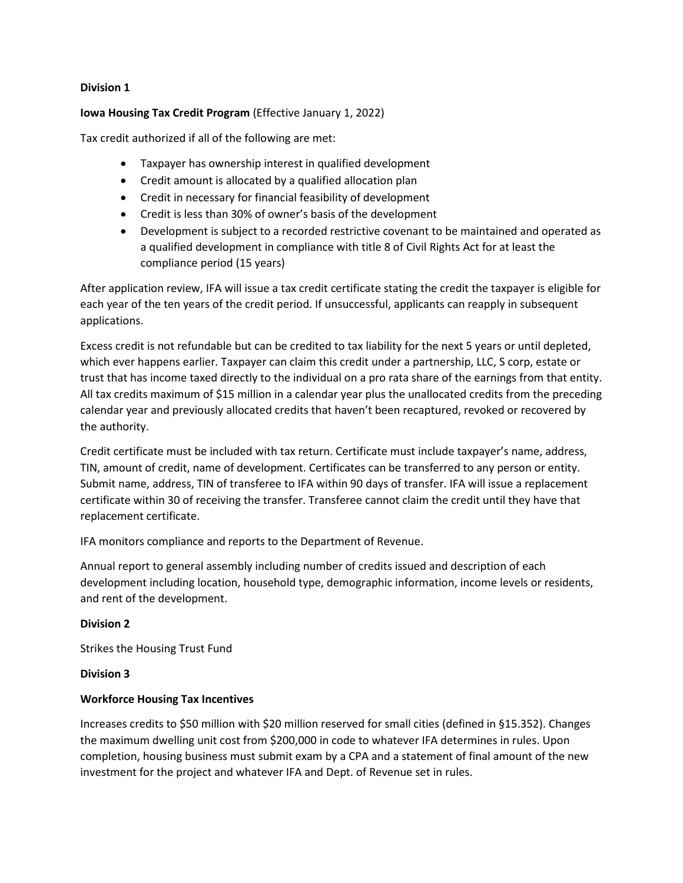**Division 1**

**Iowa Housing Tax Credit Program** (Effective January 1, 2022)

Tax credit authorized if all of the following are met:

- Taxpayer has ownership interest in qualified development
- Credit amount is allocated by a qualified allocation plan
- Credit in necessary for financial feasibility of development
- Credit is less than 30% of owner's basis of the development
- Development is subject to a recorded restrictive covenant to be maintained and operated as a qualified development in compliance with title 8 of Civil Rights Act for at least the compliance period (15 years)

After application review, IFA will issue a tax credit certificate stating the credit the taxpayer is eligible for each year of the ten years of the credit period. If unsuccessful, applicants can reapply in subsequent applications.

Excess credit is not refundable but can be credited to tax liability for the next 5 years or until depleted, which ever happens earlier. Taxpayer can claim this credit under a partnership, LLC, S corp, estate or trust that has income taxed directly to the individual on a pro rata share of the earnings from that entity. All tax credits maximum of $15 million in a calendar year plus the unallocated credits from the preceding calendar year and previously allocated credits that haven't been recaptured, revoked or recovered by the authority.

Credit certificate must be included with tax return. Certificate must include taxpayer's name, address, TIN, amount of credit, name of development. Certificates can be transferred to any person or entity. Submit name, address, TIN of transferee to IFA within 90 days of transfer. IFA will issue a replacement certificate within 30 of receiving the transfer. Transferee cannot claim the credit until they have that replacement certificate.

IFA monitors compliance and reports to the Department of Revenue.

Annual report to general assembly including number of credits issued and description of each development including location, household type, demographic information, income levels or residents, and rent of the development.

**Division 2**

Strikes the Housing Trust Fund

**Division 3**

**Workforce Housing Tax Incentives**

Increases credits to $50 million with $20 million reserved for small cities (defined in §15.352). Changes the maximum dwelling unit cost from $200,000 in code to whatever IFA determines in rules. Upon completion, housing business must submit exam by a CPA and a statement of final amount of the new investment for the project and whatever IFA and Dept. of Revenue set in rules.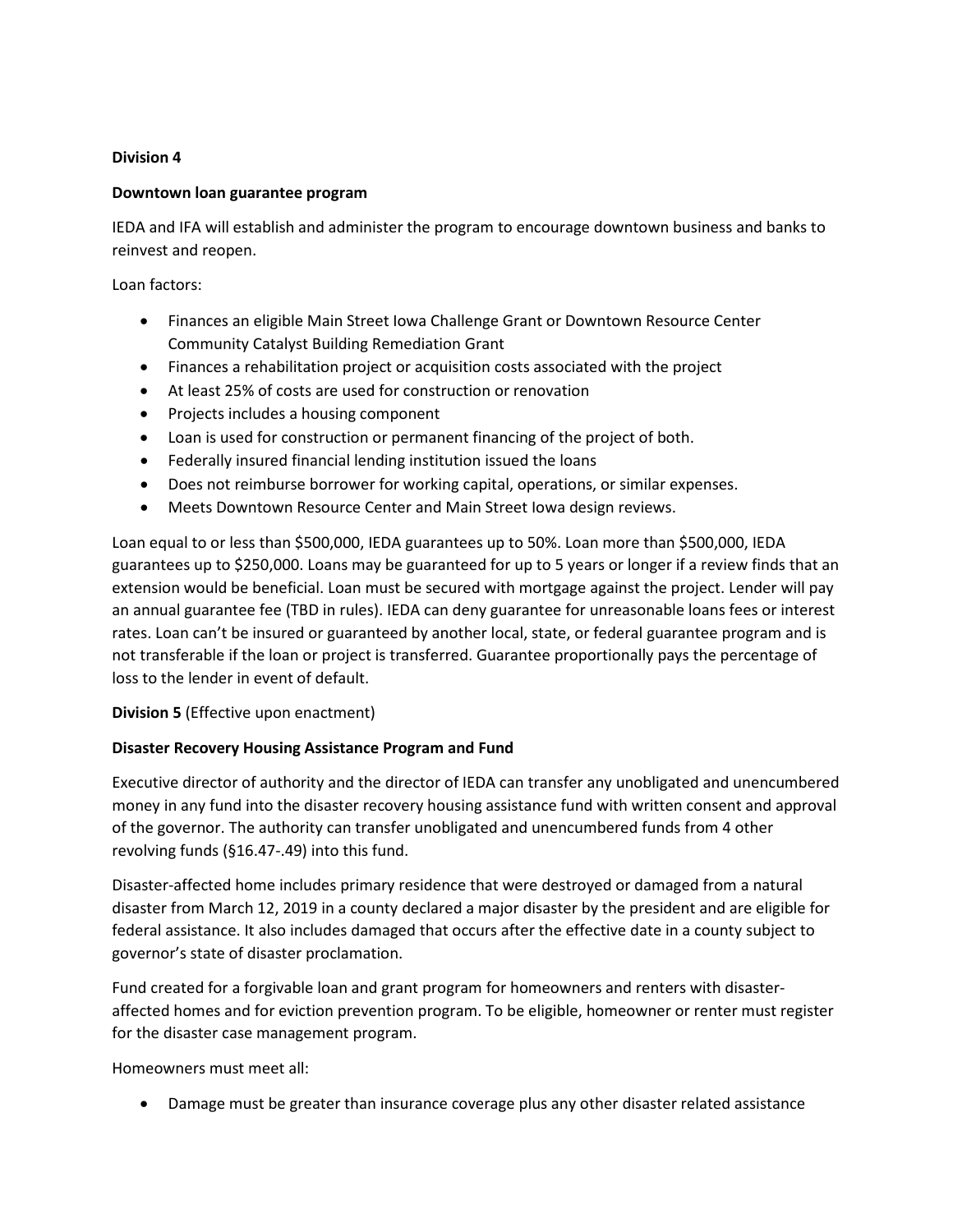**Division 4**

**Downtown loan guarantee program**

IEDA and IFA will establish and administer the program to encourage downtown business and banks to reinvest and reopen.

Loan factors:

- Finances an eligible Main Street Iowa Challenge Grant or Downtown Resource Center Community Catalyst Building Remediation Grant
- Finances a rehabilitation project or acquisition costs associated with the project
- At least 25% of costs are used for construction or renovation
- Projects includes a housing component
- Loan is used for construction or permanent financing of the project of both.
- Federally insured financial lending institution issued the loans
- Does not reimburse borrower for working capital, operations, or similar expenses.
- Meets Downtown Resource Center and Main Street Iowa design reviews.

Loan equal to or less than $500,000, IEDA guarantees up to 50%. Loan more than $500,000, IEDA guarantees up to $250,000. Loans may be guaranteed for up to 5 years or longer if a review finds that an extension would be beneficial. Loan must be secured with mortgage against the project. Lender will pay an annual guarantee fee (TBD in rules). IEDA can deny guarantee for unreasonable loans fees or interest rates. Loan can't be insured or guaranteed by another local, state, or federal guarantee program and is not transferable if the loan or project is transferred. Guarantee proportionally pays the percentage of loss to the lender in event of default.

**Division 5** (Effective upon enactment)

**Disaster Recovery Housing Assistance Program and Fund**

Executive director of authority and the director of IEDA can transfer any unobligated and unencumbered money in any fund into the disaster recovery housing assistance fund with written consent and approval of the governor. The authority can transfer unobligated and unencumbered funds from 4 other revolving funds (§16.47-.49) into this fund.

Disaster-affected home includes primary residence that were destroyed or damaged from a natural disaster from March 12, 2019 in a county declared a major disaster by the president and are eligible for federal assistance. It also includes damaged that occurs after the effective date in a county subject to governor's state of disaster proclamation.

Fund created for a forgivable loan and grant program for homeowners and renters with disaster-affected homes and for eviction prevention program. To be eligible, homeowner or renter must register for the disaster case management program.

Homeowners must meet all:

- Damage must be greater than insurance coverage plus any other disaster related assistance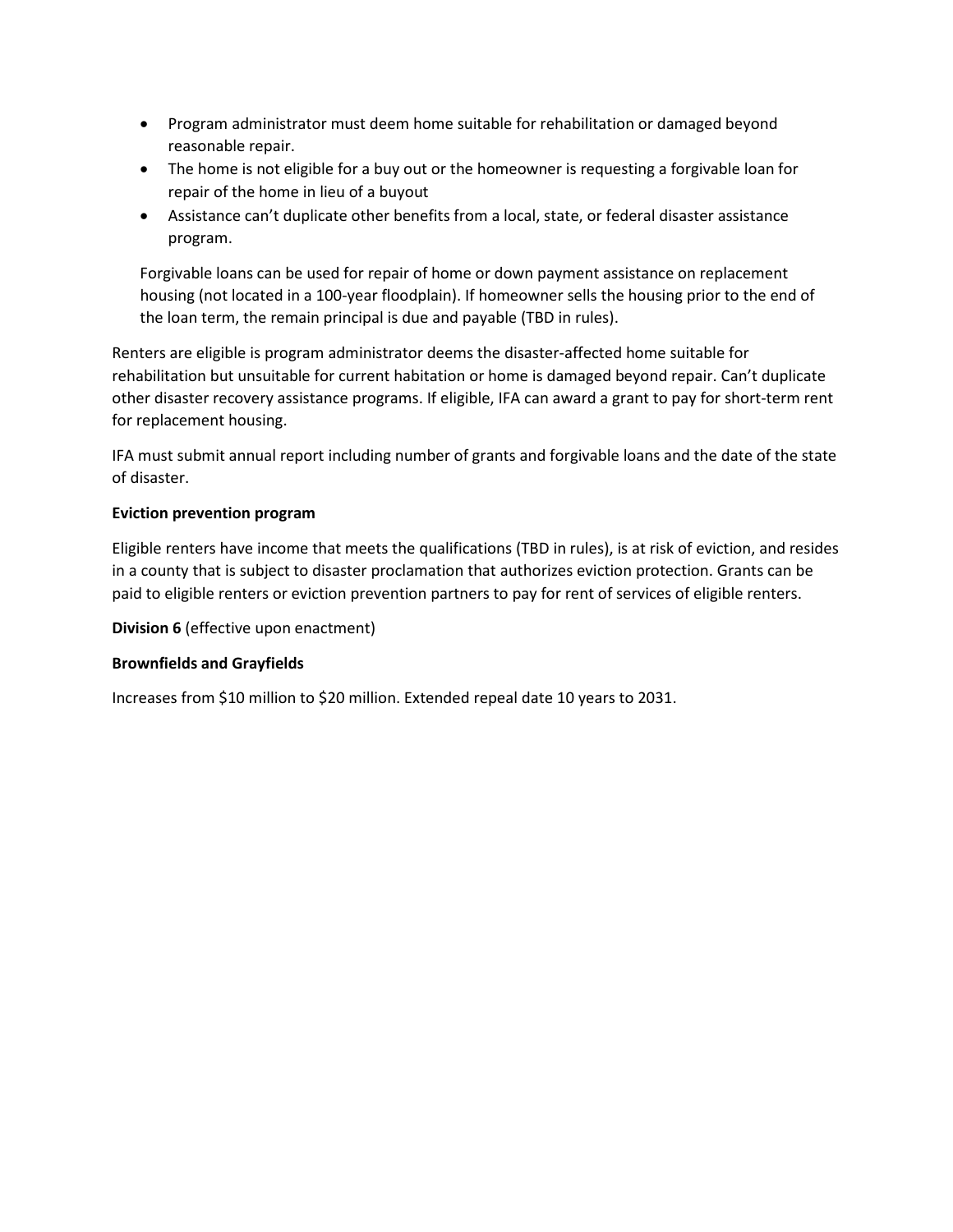- Program administrator must deem home suitable for rehabilitation or damaged beyond reasonable repair.
- The home is not eligible for a buy out or the homeowner is requesting a forgivable loan for repair of the home in lieu of a buyout
- Assistance can't duplicate other benefits from a local, state, or federal disaster assistance program.

Forgivable loans can be used for repair of home or down payment assistance on replacement housing (not located in a 100-year floodplain). If homeowner sells the housing prior to the end of the loan term, the remain principal is due and payable (TBD in rules).

Renters are eligible is program administrator deems the disaster-affected home suitable for rehabilitation but unsuitable for current habitation or home is damaged beyond repair. Can't duplicate other disaster recovery assistance programs. If eligible, IFA can award a grant to pay for short-term rent for replacement housing.

IFA must submit annual report including number of grants and forgivable loans and the date of the state of disaster.

**Eviction prevention program**

Eligible renters have income that meets the qualifications (TBD in rules), is at risk of eviction, and resides in a county that is subject to disaster proclamation that authorizes eviction protection. Grants can be paid to eligible renters or eviction prevention partners to pay for rent of services of eligible renters.

**Division 6** (effective upon enactment)

**Brownfields and Grayfields**

Increases from $10 million to $20 million. Extended repeal date 10 years to 2031.